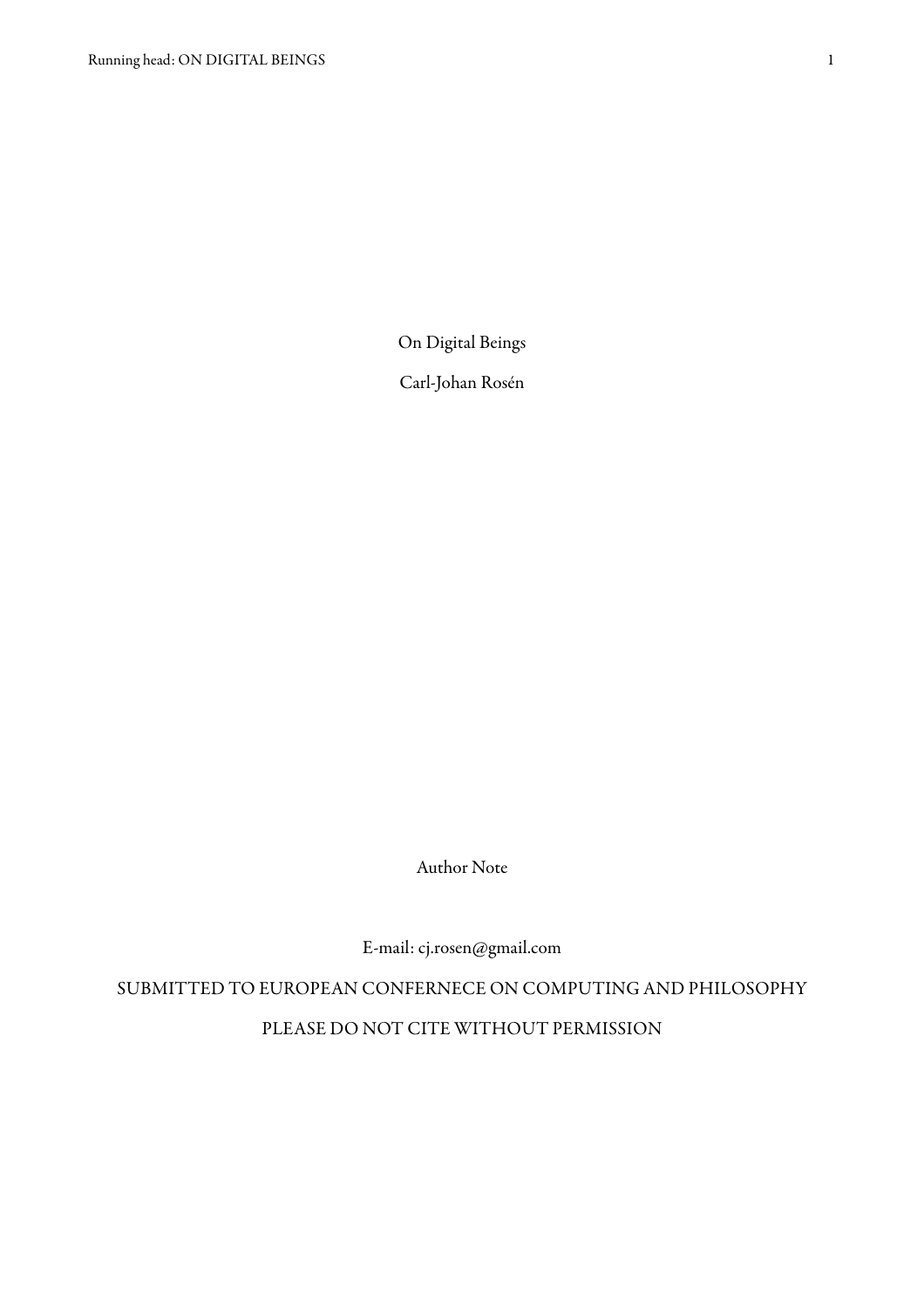# On Digital Beings

Carl-Johan Rosén

Author Note

E-mail: cj.rosen@gmail.com

SUBMITTED TO EUROPEAN CONFERNECE ON COMPUTING AND PHILOSOPHY

PLEASE DO NOT CITE WITHOUT PERMISSION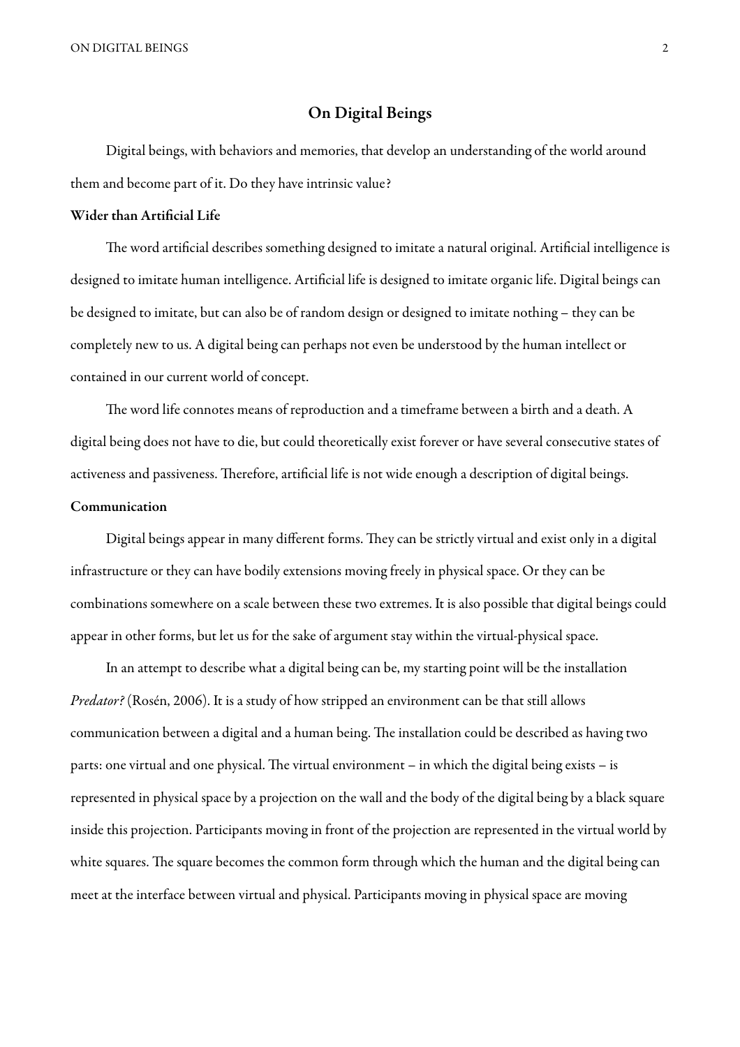# On Digital Beings

Digital beings, with behaviors and memories, that develop an understanding of the world around them and become part of it. Do they have intrinsic value?

## Wider than Artificial Life

The word artificial describes something designed to imitate a natural original. Artificial intelligence is designed to imitate human intelligence. Artificial life is designed to imitate organic life. Digital beings can be designed to imitate, but can also be of random design or designed to imitate nothing – they can be completely new to us. A digital being can perhaps not even be understood by the human intellect or contained in our current world of concept.

The word life connotes means of reproduction and a timeframe between a birth and a death. A digital being does not have to die, but could theoretically exist forever or have several consecutive states of activeness and passiveness. Therefore, artificial life is not wide enough a description of digital beings.

## Communication

Digital beings appear in many different forms. They can be strictly virtual and exist only in a digital infrastructure or they can have bodily extensions moving freely in physical space. Or they can be combinations somewhere on a scale between these two extremes. It is also possible that digital beings could appear in other forms, but let us for the sake of argument stay within the virtual-physical space.

In an attempt to describe what a digital being can be, my starting point will be the installation *Predator?* (Rosén, 2006). It is a study of how stripped an environment can be that still allows communication between a digital and a human being. The installation could be described as having two parts: one virtual and one physical. The virtual environment – in which the digital being exists – is represented in physical space by a projection on the wall and the body of the digital being by a black square inside this projection. Participants moving in front of the projection are represented in the virtual world by white squares. The square becomes the common form through which the human and the digital being can meet at the interface between virtual and physical. Participants moving in physical space are moving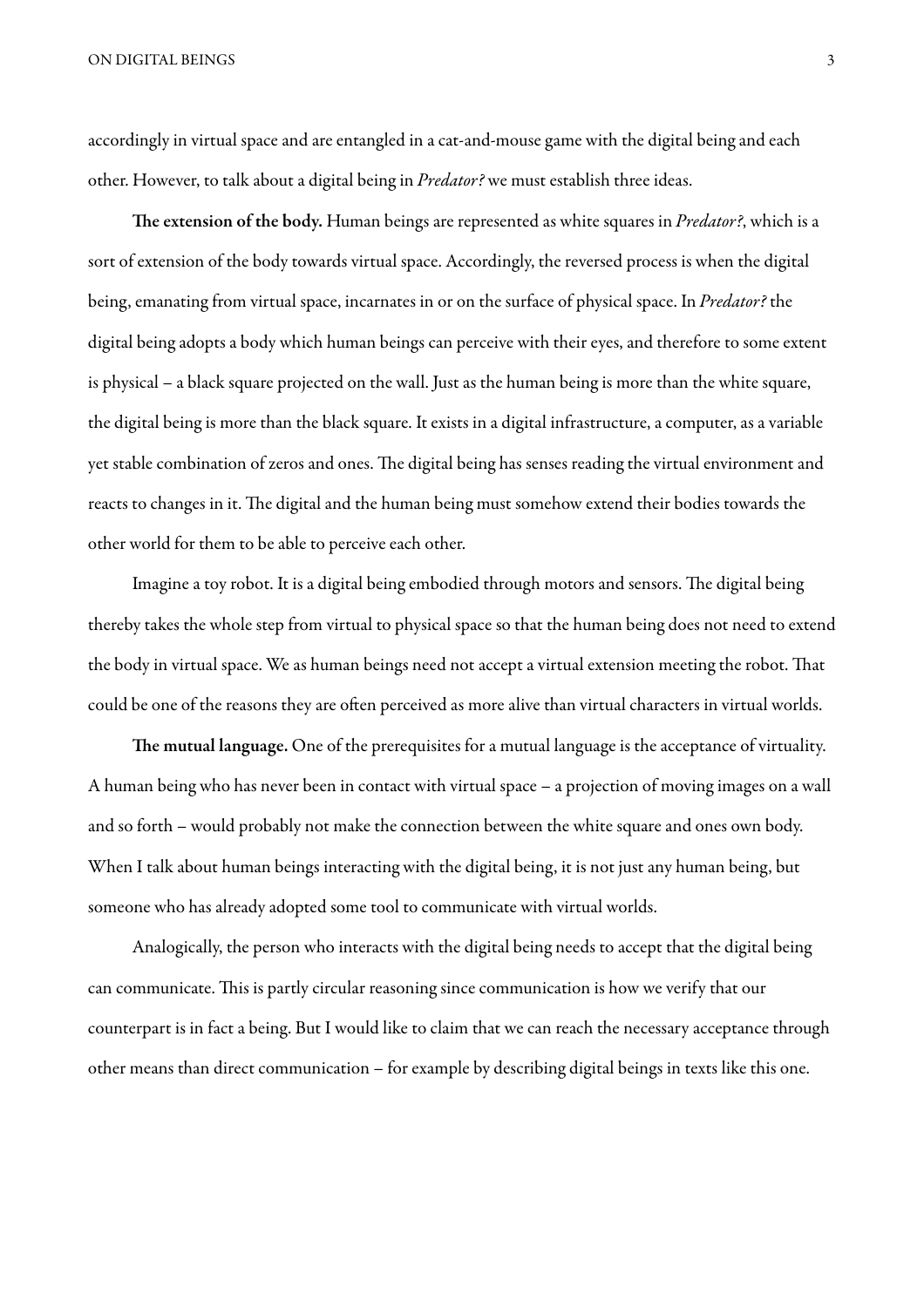accordingly in virtual space and are entangled in a cat-and-mouse game with the digital being and each other. However, to talk about a digital being in *Predator?* we must establish three ideas.

**The extension of the body.** Human beings are represented as white squares in *Predator?*, which is a sort of extension of the body towards virtual space. Accordingly, the reversed process is when the digital being, emanating from virtual space, incarnates in or on the surface of physical space. In *Predator?* the digital being adopts a body which human beings can perceive with their eyes, and therefore to some extent is physical – a black square projected on the wall. Just as the human being is more than the white square, the digital being is more than the black square. It exists in a digital infrastructure, a computer, as a variable yet stable combination of zeros and ones. The digital being has senses reading the virtual environment and reacts to changes in it. The digital and the human being must somehow extend their bodies towards the other world for them to be able to perceive each other.

Imagine a toy robot. It is a digital being embodied through motors and sensors. The digital being thereby takes the whole step from virtual to physical space so that the human being does not need to extend the body in virtual space. We as human beings need not accept a virtual extension meeting the robot. That could be one of the reasons they are often perceived as more alive than virtual characters in virtual worlds.

**The mutual language.** One of the prerequisites for a mutual language is the acceptance of virtuality. A human being who has never been in contact with virtual space – a projection of moving images on a wall and so forth – would probably not make the connection between the white square and ones own body. When I talk about human beings interacting with the digital being, it is not just any human being, but someone who has already adopted some tool to communicate with virtual worlds.

Analogically, the person who interacts with the digital being needs to accept that the digital being can communicate. This is partly circular reasoning since communication is how we verify that our counterpart is in fact a being. But I would like to claim that we can reach the necessary acceptance through other means than direct communication – for example by describing digital beings in texts like this one.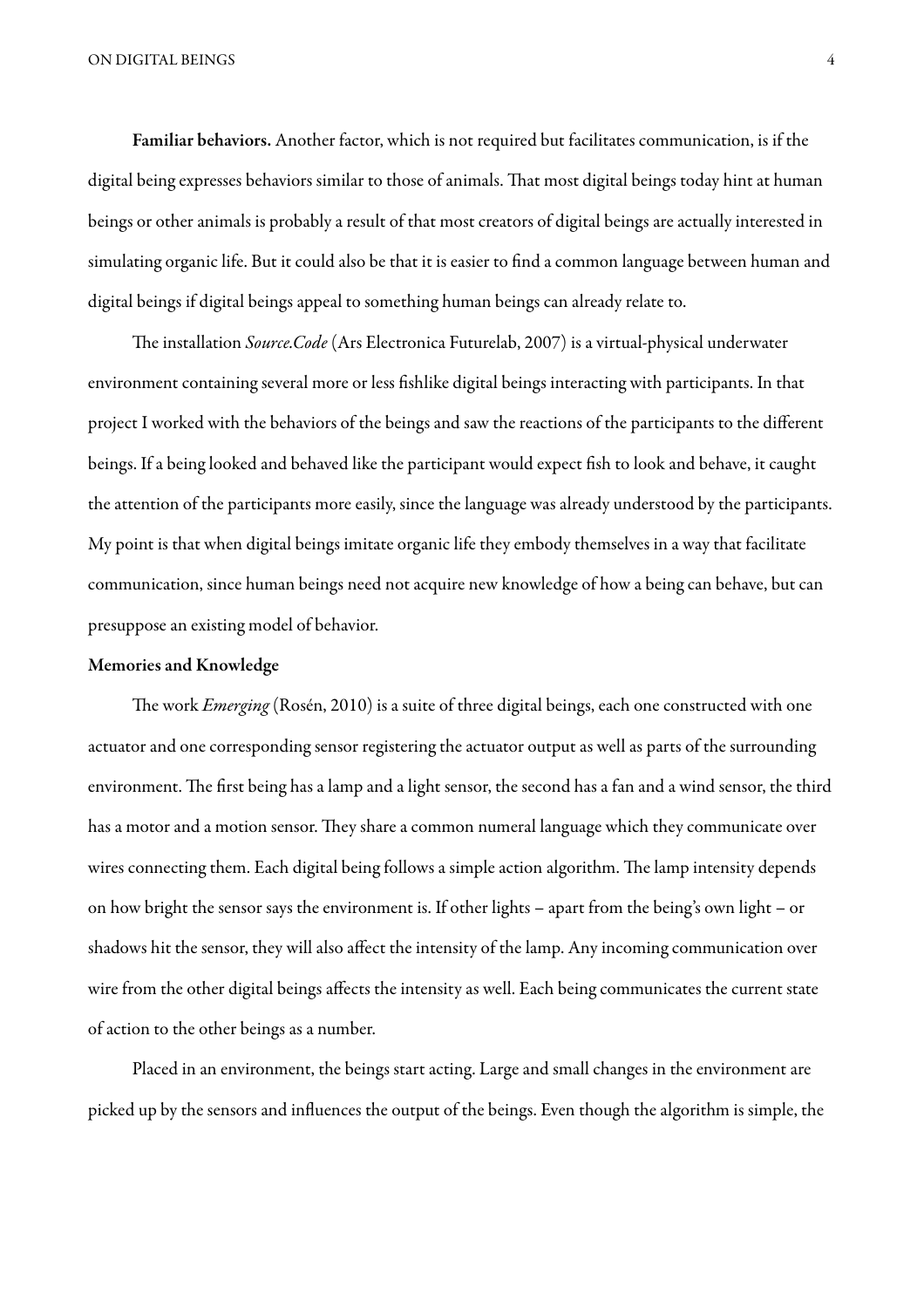**Familiar behaviors.** Another factor, which is not required but facilitates communication, is if the digital being expresses behaviors similar to those of animals. That most digital beings today hint at human beings or other animals is probably a result of that most creators of digital beings are actually interested in simulating organic life. But it could also be that it is easier to find a common language between human and digital beings if digital beings appeal to something human beings can already relate to.

The installation *Source.Code* (Ars Electronica Futurelab, 2007) is a virtual-physical underwater environment containing several more or less fishlike digital beings interacting with participants. In that project I worked with the behaviors of the beings and saw the reactions of the participants to the different beings. If a being looked and behaved like the participant would expect fish to look and behave, it caught the attention of the participants more easily, since the language was already understood by the participants. My point is that when digital beings imitate organic life they embody themselves in a way that facilitate communication, since human beings need not acquire new knowledge of how a being can behave, but can presuppose an existing model of behavior.

### Memories and Knowledge

The work *Emerging* (Rosén, 2010) is a suite of three digital beings, each one constructed with one actuator and one corresponding sensor registering the actuator output as well as parts of the surrounding environment. The first being has a lamp and a light sensor, the second has a fan and a wind sensor, the third has a motor and a motion sensor. They share a common numeral language which they communicate over wires connecting them. Each digital being follows a simple action algorithm. The lamp intensity depends on how bright the sensor says the environment is. If other lights – apart from the being's own light – or shadows hit the sensor, they will also affect the intensity of the lamp. Any incoming communication over wire from the other digital beings affects the intensity as well. Each being communicates the current state of action to the other beings as a number.

Placed in an environment, the beings start acting. Large and small changes in the environment are picked up by the sensors and influences the output of the beings. Even though the algorithm is simple, the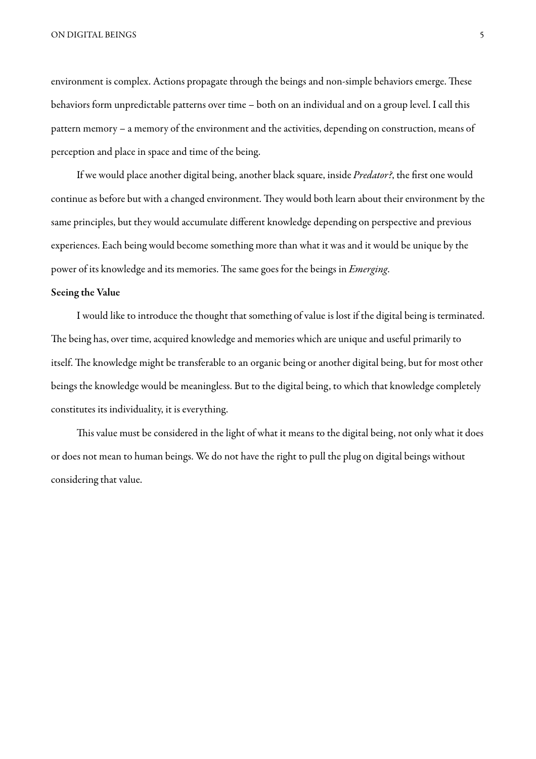environment is complex. Actions propagate through the beings and non-simple behaviors emerge. These behaviors form unpredictable patterns over time – both on an individual and on a group level. I call this pattern memory – a memory of the environment and the activities, depending on construction, means of perception and place in space and time of the being.

If we would place another digital being, another black square, inside *Predator?*, the first one would continue as before but with a changed environment. They would both learn about their environment by the same principles, but they would accumulate different knowledge depending on perspective and previous experiences. Each being would become something more than what it was and it would be unique by the power of its knowledge and its memories. The same goes for the beings in *Emerging*.

**Seeing the Value**

I would like to introduce the thought that something of value is lost if the digital being is terminated. The being has, over time, acquired knowledge and memories which are unique and useful primarily to itself. The knowledge might be transferable to an organic being or another digital being, but for most other beings the knowledge would be meaningless. But to the digital being, to which that knowledge completely constitutes its individuality, it is everything.

This value must be considered in the light of what it means to the digital being, not only what it does or does not mean to human beings. We do not have the right to pull the plug on digital beings without considering that value.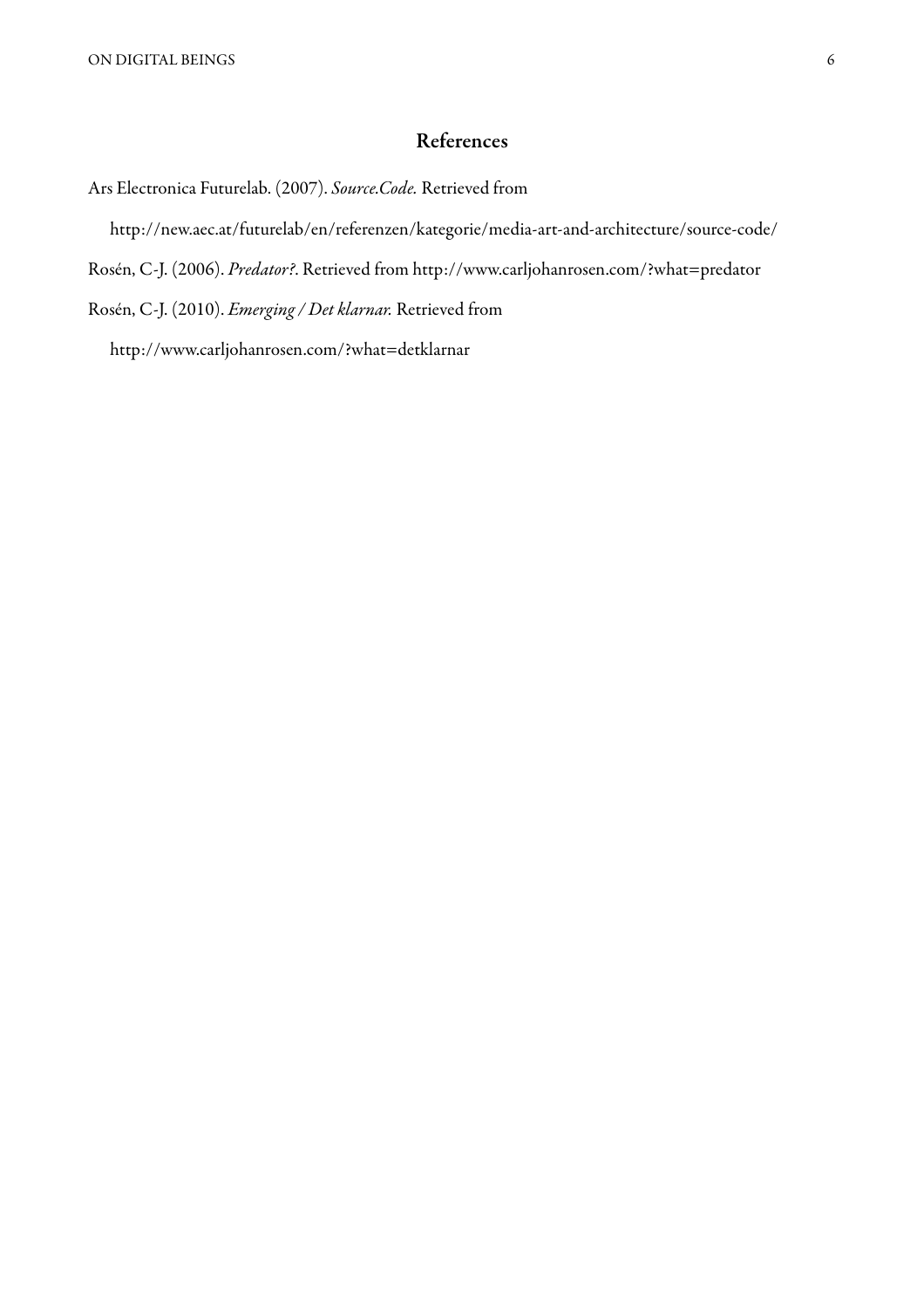## References

Ars Electronica Futurelab. (2007). *Source.Code.* Retrieved from http://new.aec.at/futurelab/en/referenzen/kategorie/media-art-and-architecture/source-code/

Rosén, C-J. (2006). *Predator?*. Retrieved from http://www.carljohanrosen.com/?what=predator

Rosén, C-J. (2010). *Emerging / Det klarnar.* Retrieved from http://www.carljohanrosen.com/?what=detklarnar